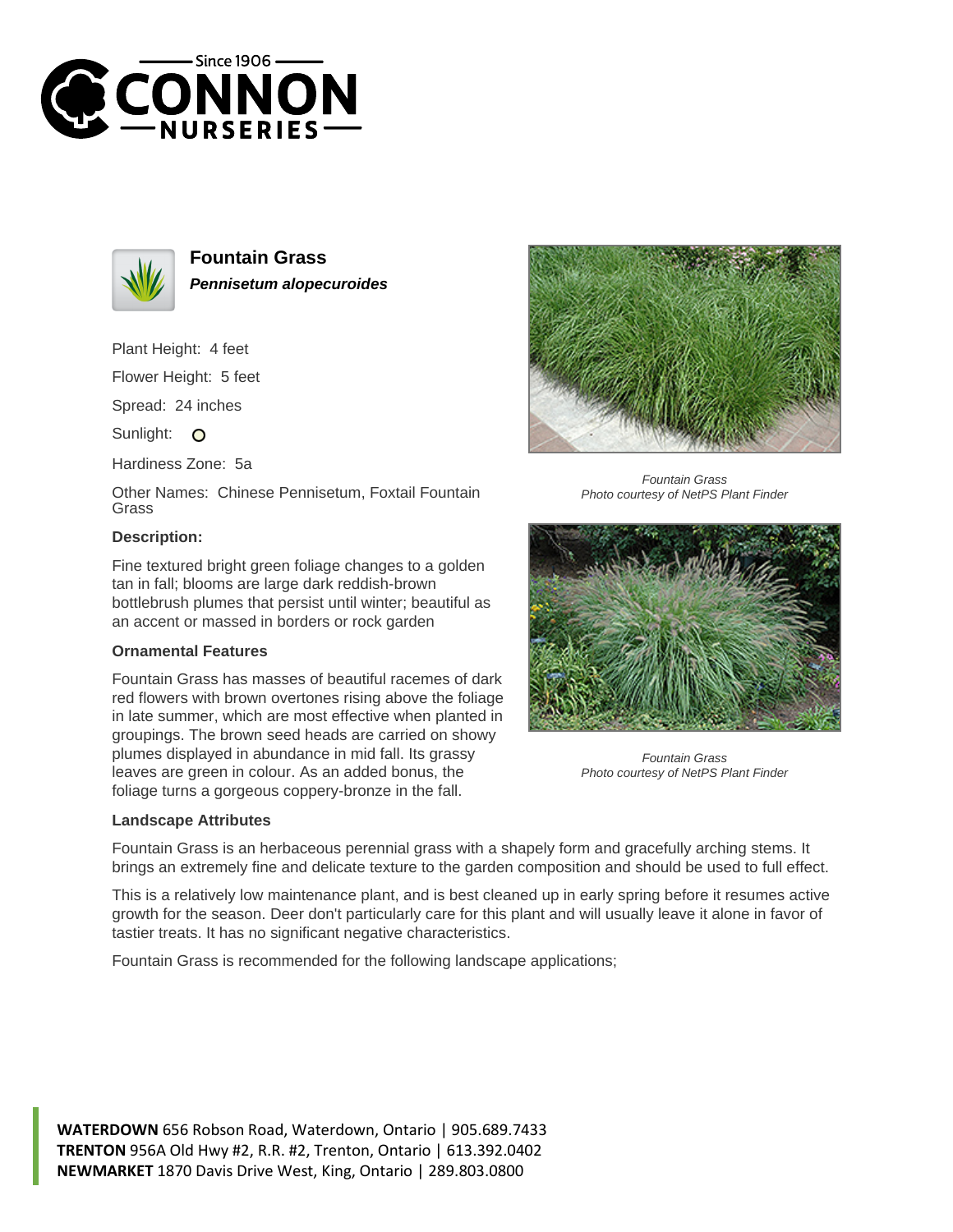# Fountain Grass

***Pennisetum alopecuroides***

Plant Height: 4 feet

Flower Height: 5 feet

Spread: 24 inches

Sunlight: ○

Hardiness Zone: 5a

Other Names: Chinese Pennisetum, Foxtail Fountain Grass

### Description:

Fine textured bright green foliage changes to a golden tan in fall; blooms are large dark reddish-brown bottlebrush plumes that persist until winter; beautiful as an accent or massed in borders or rock garden

### Ornamental Features

Fountain Grass has masses of beautiful racemes of dark red flowers with brown overtones rising above the foliage in late summer, which are most effective when planted in groupings. The brown seed heads are carried on showy plumes displayed in abundance in mid fall. Its grassy leaves are green in colour. As an added bonus, the foliage turns a gorgeous coppery-bronze in the fall.

*Fountain Grass*
*Photo courtesy of NetPS Plant Finder*

*Fountain Grass*
*Photo courtesy of NetPS Plant Finder*

### Landscape Attributes

Fountain Grass is an herbaceous perennial grass with a shapely form and gracefully arching stems. It brings an extremely fine and delicate texture to the garden composition and should be used to full effect.

This is a relatively low maintenance plant, and is best cleaned up in early spring before it resumes active growth for the season. Deer don't particularly care for this plant and will usually leave it alone in favor of tastier treats. It has no significant negative characteristics.

Fountain Grass is recommended for the following landscape applications;

**WATERDOWN** 656 Robson Road, Waterdown, Ontario | 905.689.7433
**TRENTON** 956A Old Hwy #2, R.R. #2, Trenton, Ontario | 613.392.0402
**NEWMARKET** 1870 Davis Drive West, King, Ontario | 289.803.0800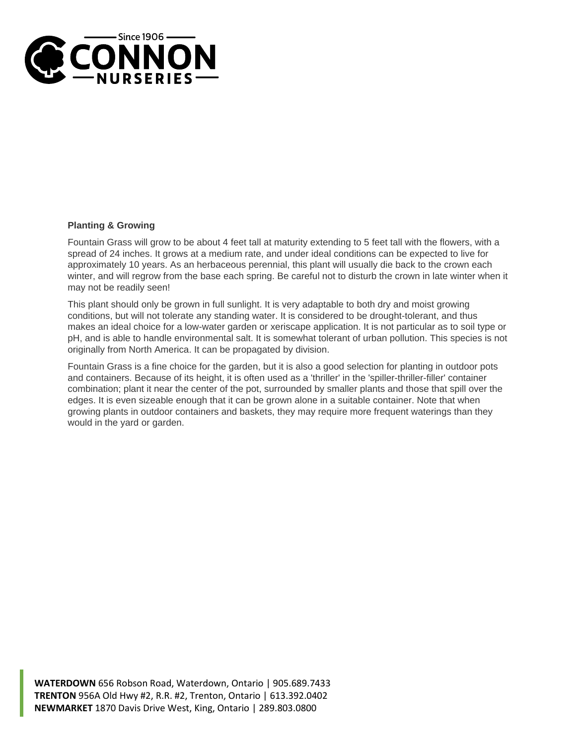### Planting & Growing

Fountain Grass will grow to be about 4 feet tall at maturity extending to 5 feet tall with the flowers, with a spread of 24 inches. It grows at a medium rate, and under ideal conditions can be expected to live for approximately 10 years. As an herbaceous perennial, this plant will usually die back to the crown each winter, and will regrow from the base each spring. Be careful not to disturb the crown in late winter when it may not be readily seen!

This plant should only be grown in full sunlight. It is very adaptable to both dry and moist growing conditions, but will not tolerate any standing water. It is considered to be drought-tolerant, and thus makes an ideal choice for a low-water garden or xeriscape application. It is not particular as to soil type or pH, and is able to handle environmental salt. It is somewhat tolerant of urban pollution. This species is not originally from North America. It can be propagated by division.

Fountain Grass is a fine choice for the garden, but it is also a good selection for planting in outdoor pots and containers. Because of its height, it is often used as a 'thriller' in the 'spiller-thriller-filler' container combination; plant it near the center of the pot, surrounded by smaller plants and those that spill over the edges. It is even sizeable enough that it can be grown alone in a suitable container. Note that when growing plants in outdoor containers and baskets, they may require more frequent waterings than they would in the yard or garden.